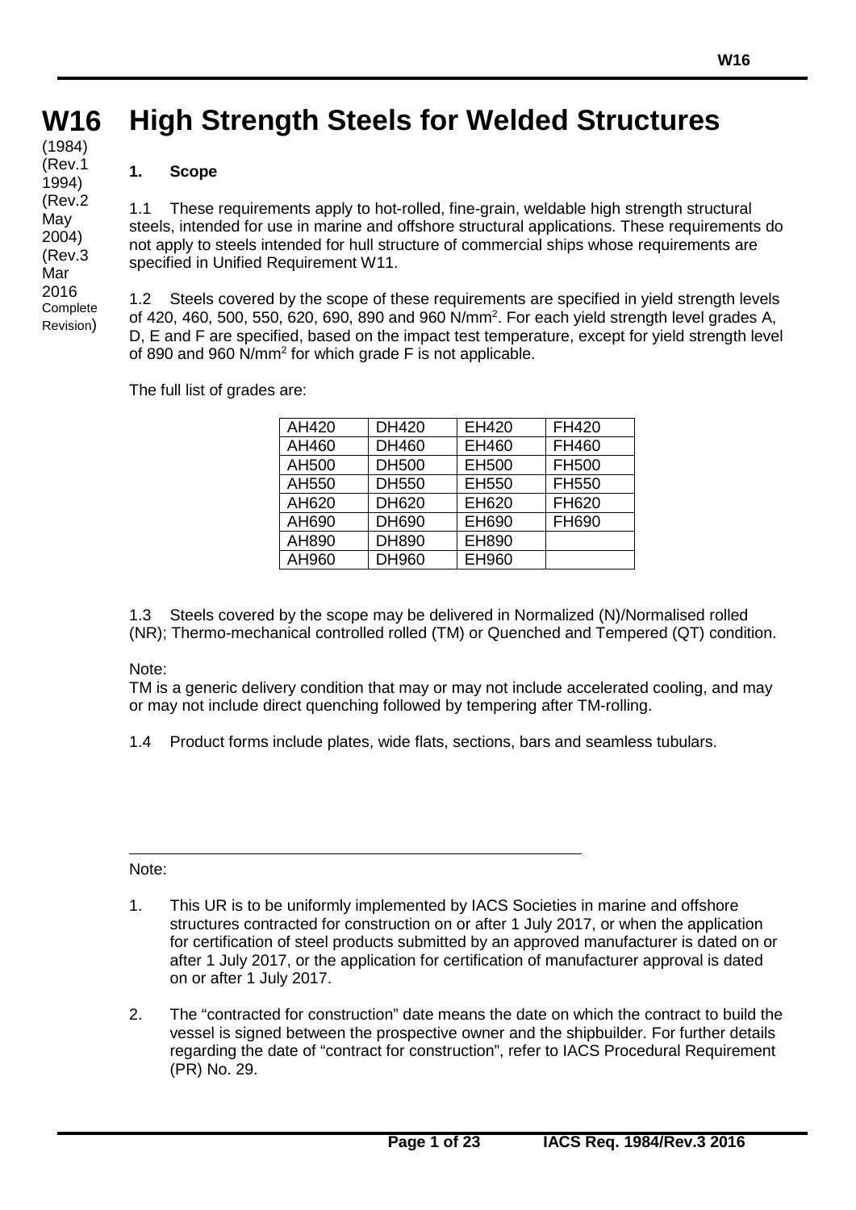# W16 High Strength Steels for Welded Structures

(1984)
(Rev.1 1994)
(Rev.2 May 2004)
(Rev.3 Mar 2016 Complete Revision)

## 1. Scope

1.1 These requirements apply to hot-rolled, fine-grain, weldable high strength structural steels, intended for use in marine and offshore structural applications. These requirements do not apply to steels intended for hull structure of commercial ships whose requirements are specified in Unified Requirement W11.

1.2 Steels covered by the scope of these requirements are specified in yield strength levels of 420, 460, 500, 550, 620, 690, 890 and 960 N/mm$^2$. For each yield strength level grades A, D, E and F are specified, based on the impact test temperature, except for yield strength level of 890 and 960 N/mm$^2$ for which grade F is not applicable.

The full list of grades are:

| | | | |
|---|---|---|---|
| AH420 | DH420 | EH420 | FH420 |
| AH460 | DH460 | EH460 | FH460 |
| AH500 | DH500 | EH500 | FH500 |
| AH550 | DH550 | EH550 | FH550 |
| AH620 | DH620 | EH620 | FH620 |
| AH690 | DH690 | EH690 | FH690 |
| AH890 | DH890 | EH890 | |
| AH960 | DH960 | EH960 | |

1.3 Steels covered by the scope may be delivered in Normalized (N)/Normalised rolled (NR); Thermo-mechanical controlled rolled (TM) or Quenched and Tempered (QT) condition.

Note:
TM is a generic delivery condition that may or may not include accelerated cooling, and may or may not include direct quenching followed by tempering after TM-rolling.

1.4 Product forms include plates, wide flats, sections, bars and seamless tubulars.

---

Note:

1. This UR is to be uniformly implemented by IACS Societies in marine and offshore structures contracted for construction on or after 1 July 2017, or when the application for certification of steel products submitted by an approved manufacturer is dated on or after 1 July 2017, or the application for certification of manufacturer approval is dated on or after 1 July 2017.

2. The "contracted for construction" date means the date on which the contract to build the vessel is signed between the prospective owner and the shipbuilder. For further details regarding the date of "contract for construction", refer to IACS Procedural Requirement (PR) No. 29.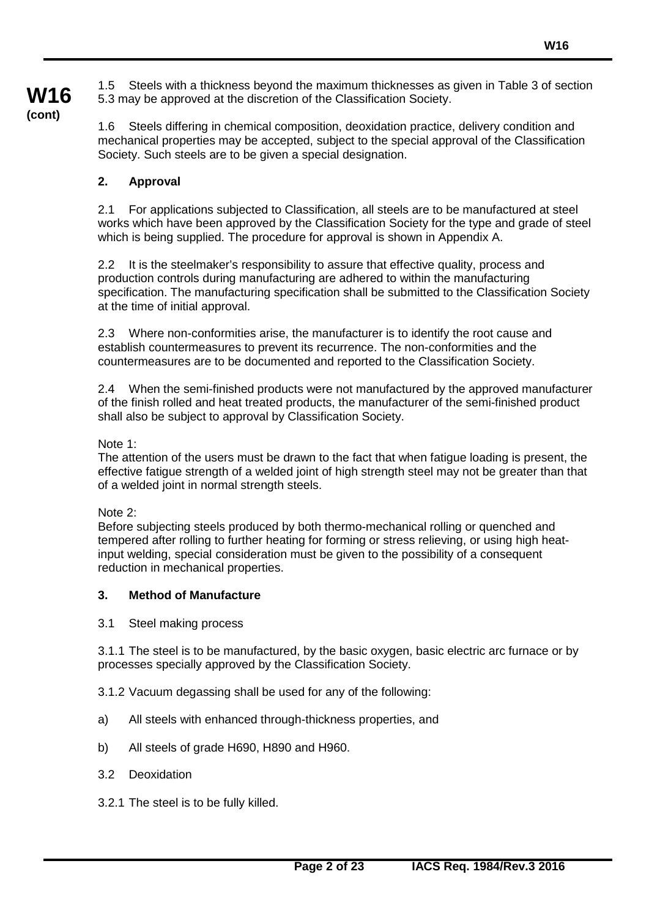1.5 Steels with a thickness beyond the maximum thicknesses as given in Table 3 of section 5.3 may be approved at the discretion of the Classification Society.

1.6 Steels differing in chemical composition, deoxidation practice, delivery condition and mechanical properties may be accepted, subject to the special approval of the Classification Society. Such steels are to be given a special designation.

## 2. Approval

2.1 For applications subjected to Classification, all steels are to be manufactured at steel works which have been approved by the Classification Society for the type and grade of steel which is being supplied. The procedure for approval is shown in Appendix A.

2.2 It is the steelmaker's responsibility to assure that effective quality, process and production controls during manufacturing are adhered to within the manufacturing specification. The manufacturing specification shall be submitted to the Classification Society at the time of initial approval.

2.3 Where non-conformities arise, the manufacturer is to identify the root cause and establish countermeasures to prevent its recurrence. The non-conformities and the countermeasures are to be documented and reported to the Classification Society.

2.4 When the semi-finished products were not manufactured by the approved manufacturer of the finish rolled and heat treated products, the manufacturer of the semi-finished product shall also be subject to approval by Classification Society.

Note 1:
The attention of the users must be drawn to the fact that when fatigue loading is present, the effective fatigue strength of a welded joint of high strength steel may not be greater than that of a welded joint in normal strength steels.

Note 2:
Before subjecting steels produced by both thermo-mechanical rolling or quenched and tempered after rolling to further heating for forming or stress relieving, or using high heat-input welding, special consideration must be given to the possibility of a consequent reduction in mechanical properties.

## 3. Method of Manufacture

3.1 Steel making process

3.1.1 The steel is to be manufactured, by the basic oxygen, basic electric arc furnace or by processes specially approved by the Classification Society.

3.1.2 Vacuum degassing shall be used for any of the following:

a) All steels with enhanced through-thickness properties, and

b) All steels of grade H690, H890 and H960.

3.2 Deoxidation

3.2.1 The steel is to be fully killed.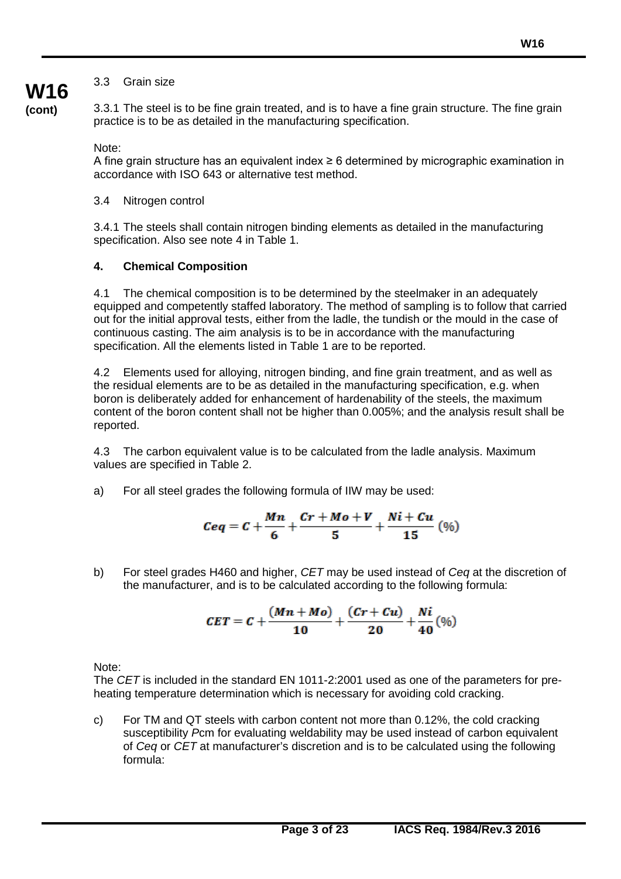### 3.3 Grain size

3.3.1 The steel is to be fine grain treated, and is to have a fine grain structure. The fine grain practice is to be as detailed in the manufacturing specification.

Note:
A fine grain structure has an equivalent index ≥ 6 determined by micrographic examination in accordance with ISO 643 or alternative test method.

### 3.4 Nitrogen control

3.4.1 The steels shall contain nitrogen binding elements as detailed in the manufacturing specification. Also see note 4 in Table 1.

## 4. Chemical Composition

4.1 The chemical composition is to be determined by the steelmaker in an adequately equipped and competently staffed laboratory. The method of sampling is to follow that carried out for the initial approval tests, either from the ladle, the tundish or the mould in the case of continuous casting. The aim analysis is to be in accordance with the manufacturing specification. All the elements listed in Table 1 are to be reported.

4.2 Elements used for alloying, nitrogen binding, and fine grain treatment, and as well as the residual elements are to be as detailed in the manufacturing specification, e.g. when boron is deliberately added for enhancement of hardenability of the steels, the maximum content of the boron content shall not be higher than 0.005%; and the analysis result shall be reported.

4.3 The carbon equivalent value is to be calculated from the ladle analysis. Maximum values are specified in Table 2.

a) For all steel grades the following formula of IIW may be used:

$$Ceq = C + \frac{Mn}{6} + \frac{Cr + Mo + V}{5} + \frac{Ni + Cu}{15} \ (\%)$$

b) For steel grades H460 and higher, *CET* may be used instead of *Ceq* at the discretion of the manufacturer, and is to be calculated according to the following formula:

$$CET = C + \frac{(Mn + Mo)}{10} + \frac{(Cr + Cu)}{20} + \frac{Ni}{40} \ (\%)$$

Note:
The *CET* is included in the standard EN 1011-2:2001 used as one of the parameters for pre-heating temperature determination which is necessary for avoiding cold cracking.

c) For TM and QT steels with carbon content not more than 0.12%, the cold cracking susceptibility *P*cm for evaluating weldability may be used instead of carbon equivalent of *Ceq* or *CET* at manufacturer's discretion and is to be calculated using the following formula: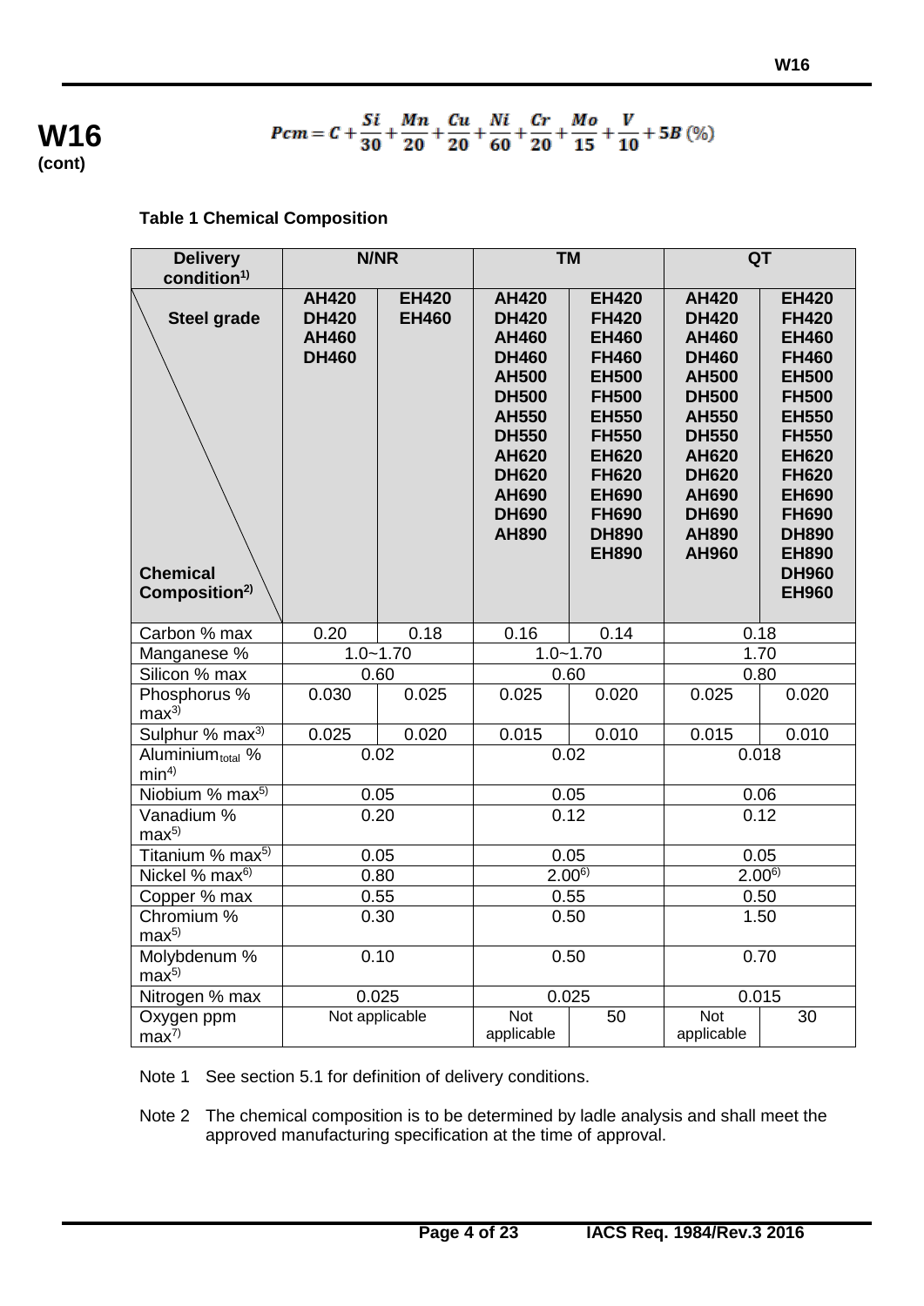**W16 (cont)**

$$Pcm = C + \frac{Si}{30} + \frac{Mn}{20} + \frac{Cu}{20} + \frac{Ni}{60} + \frac{Cr}{20} + \frac{Mo}{15} + \frac{V}{10} + 5B\ (\%)$$

**Table 1 Chemical Composition**

| Delivery condition[1] | N/NR | | TM | | QT | |
|---|---|---|---|---|---|---|
| Steel grade / Chemical Composition[2] | AH420 DH420 AH460 DH460 | EH420 EH460 | AH420 DH420 AH460 DH460 AH500 DH500 AH550 DH550 AH620 DH620 AH690 DH690 AH890 | EH420 FH420 EH460 FH460 EH500 FH500 EH550 FH550 EH620 FH620 EH690 FH690 DH890 EH890 | AH420 DH420 AH460 DH460 AH500 DH500 AH550 DH550 AH620 DH620 AH690 DH690 AH890 AH960 | EH420 FH420 EH460 FH460 EH500 FH500 EH550 FH550 EH620 FH620 EH690 FH690 DH890 EH890 DH960 EH960 |
| Carbon % max | 0.20 | 0.18 | 0.16 | 0.14 | 0.18 | |
| Manganese % | 1.0~1.70 | | 1.0~1.70 | | 1.70 | |
| Silicon % max | 0.60 | | 0.60 | | 0.80 | |
| Phosphorus % max[3] | 0.030 | 0.025 | 0.025 | 0.020 | 0.025 | 0.020 |
| Sulphur % max[3] | 0.025 | 0.020 | 0.015 | 0.010 | 0.015 | 0.010 |
| $Aluminium_{total}$ % min[4] | 0.02 | | 0.02 | | 0.018 | |
| Niobium % max[5] | 0.05 | | 0.05 | | 0.06 | |
| Vanadium % max[5] | 0.20 | | 0.12 | | 0.12 | |
| Titanium % max[5] | 0.05 | | 0.05 | | 0.05 | |
| Nickel % max[6] | 0.80 | | 2.00[6] | | 2.00[6] | |
| Copper % max | 0.55 | | 0.55 | | 0.50 | |
| Chromium % max[5] | 0.30 | | 0.50 | | 1.50 | |
| Molybdenum % max[5] | 0.10 | | 0.50 | | 0.70 | |
| Nitrogen % max | 0.025 | | 0.025 | | 0.015 | |
| Oxygen ppm max[7] | Not applicable | | Not applicable | 50 | Not applicable | 30 |

Note 1 See section 5.1 for definition of delivery conditions.

Note 2 The chemical composition is to be determined by ladle analysis and shall meet the approved manufacturing specification at the time of approval.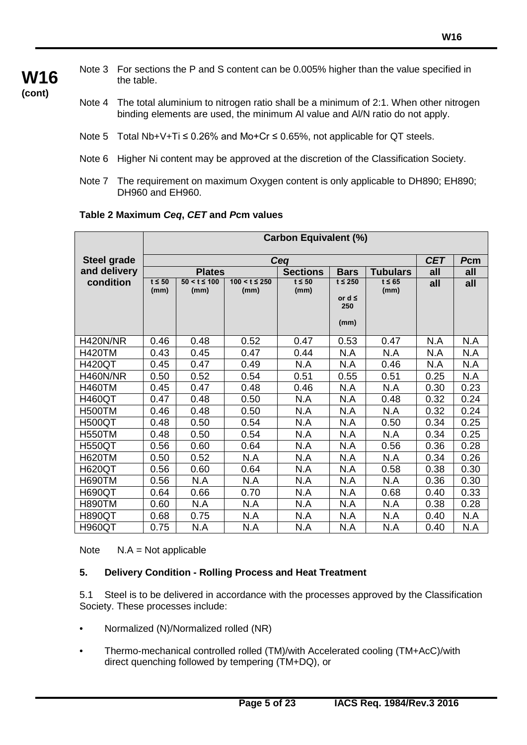**W16 (cont)**

Note 3 For sections the P and S content can be 0.005% higher than the value specified in the table.

Note 4 The total aluminium to nitrogen ratio shall be a minimum of 2:1. When other nitrogen binding elements are used, the minimum Al value and Al/N ratio do not apply.

Note 5 Total Nb+V+Ti ≤ 0.26% and Mo+Cr ≤ 0.65%, not applicable for QT steels.

Note 6 Higher Ni content may be approved at the discretion of the Classification Society.

Note 7 The requirement on maximum Oxygen content is only applicable to DH890; EH890; DH960 and EH960.

**Table 2 Maximum *Ceq*, *CET* and *P*cm values**

| Steel grade and delivery condition | Carbon Equivalent (%) | | | | | | | |
|---|---|---|---|---|---|---|---|---|
| | *Ceq* | | | | | | *CET* | *P*cm |
| | Plates | | | Sections | Bars | Tubulars | all | all |
| | t ≤ 50 (mm) | 50 < t ≤ 100 (mm) | 100 < t ≤ 250 (mm) | t ≤ 50 (mm) | t ≤ 250 or d ≤ 250 (mm) | t ≤ 65 (mm) | all | all |
| H420N/NR | 0.46 | 0.48 | 0.52 | 0.47 | 0.53 | 0.47 | N.A | N.A |
| H420TM | 0.43 | 0.45 | 0.47 | 0.44 | N.A | N.A | N.A | N.A |
| H420QT | 0.45 | 0.47 | 0.49 | N.A | N.A | 0.46 | N.A | N.A |
| H460N/NR | 0.50 | 0.52 | 0.54 | 0.51 | 0.55 | 0.51 | 0.25 | N.A |
| H460TM | 0.45 | 0.47 | 0.48 | 0.46 | N.A | N.A | 0.30 | 0.23 |
| H460QT | 0.47 | 0.48 | 0.50 | N.A | N.A | 0.48 | 0.32 | 0.24 |
| H500TM | 0.46 | 0.48 | 0.50 | N.A | N.A | N.A | 0.32 | 0.24 |
| H500QT | 0.48 | 0.50 | 0.54 | N.A | N.A | 0.50 | 0.34 | 0.25 |
| H550TM | 0.48 | 0.50 | 0.54 | N.A | N.A | N.A | 0.34 | 0.25 |
| H550QT | 0.56 | 0.60 | 0.64 | N.A | N.A | 0.56 | 0.36 | 0.28 |
| H620TM | 0.50 | 0.52 | N.A | N.A | N.A | N.A | 0.34 | 0.26 |
| H620QT | 0.56 | 0.60 | 0.64 | N.A | N.A | 0.58 | 0.38 | 0.30 |
| H690TM | 0.56 | N.A | N.A | N.A | N.A | N.A | 0.36 | 0.30 |
| H690QT | 0.64 | 0.66 | 0.70 | N.A | N.A | 0.68 | 0.40 | 0.33 |
| H890TM | 0.60 | N.A | N.A | N.A | N.A | N.A | 0.38 | 0.28 |
| H890QT | 0.68 | 0.75 | N.A | N.A | N.A | N.A | 0.40 | N.A |
| H960QT | 0.75 | N.A | N.A | N.A | N.A | N.A | 0.40 | N.A |

Note N.A = Not applicable

**5. Delivery Condition - Rolling Process and Heat Treatment**

5.1 Steel is to be delivered in accordance with the processes approved by the Classification Society. These processes include:

- Normalized (N)/Normalized rolled (NR)
- Thermo-mechanical controlled rolled (TM)/with Accelerated cooling (TM+AcC)/with direct quenching followed by tempering (TM+DQ), or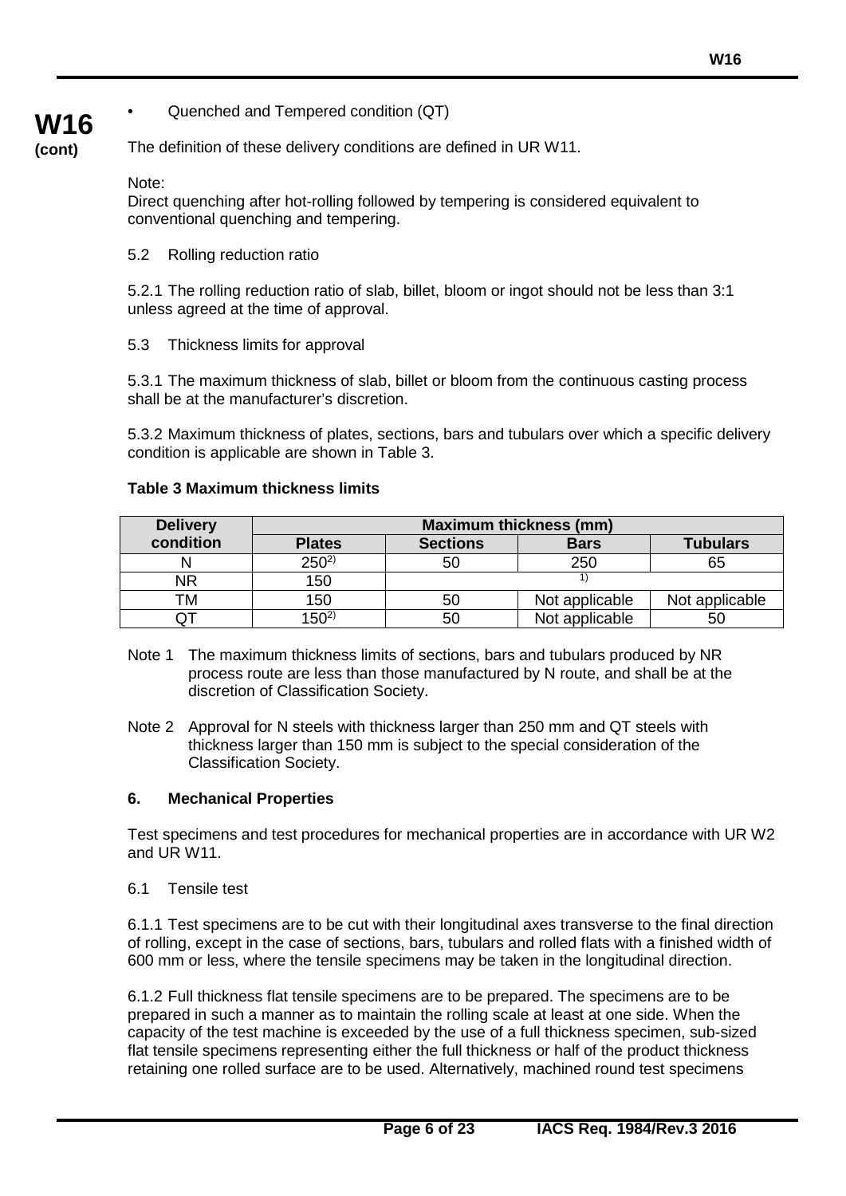- Quenched and Tempered condition (QT)

The definition of these delivery conditions are defined in UR W11.

Note:
Direct quenching after hot-rolling followed by tempering is considered equivalent to conventional quenching and tempering.

5.2 Rolling reduction ratio

5.2.1 The rolling reduction ratio of slab, billet, bloom or ingot should not be less than 3:1 unless agreed at the time of approval.

5.3 Thickness limits for approval

5.3.1 The maximum thickness of slab, billet or bloom from the continuous casting process shall be at the manufacturer's discretion.

5.3.2 Maximum thickness of plates, sections, bars and tubulars over which a specific delivery condition is applicable are shown in Table 3.

**Table 3 Maximum thickness limits**

| Delivery condition | Maximum thickness (mm) | | | |
|---|---|---|---|---|
| | Plates | Sections | Bars | Tubulars |
| N | 250[2] | 50 | 250 | 65 |
| NR | 150 | [1] | | |
| TM | 150 | 50 | Not applicable | Not applicable |
| QT | 150[2] | 50 | Not applicable | 50 |

Note 1 The maximum thickness limits of sections, bars and tubulars produced by NR process route are less than those manufactured by N route, and shall be at the discretion of Classification Society.

Note 2 Approval for N steels with thickness larger than 250 mm and QT steels with thickness larger than 150 mm is subject to the special consideration of the Classification Society.

## 6. Mechanical Properties

Test specimens and test procedures for mechanical properties are in accordance with UR W2 and UR W11.

6.1 Tensile test

6.1.1 Test specimens are to be cut with their longitudinal axes transverse to the final direction of rolling, except in the case of sections, bars, tubulars and rolled flats with a finished width of 600 mm or less, where the tensile specimens may be taken in the longitudinal direction.

6.1.2 Full thickness flat tensile specimens are to be prepared. The specimens are to be prepared in such a manner as to maintain the rolling scale at least at one side. When the capacity of the test machine is exceeded by the use of a full thickness specimen, sub-sized flat tensile specimens representing either the full thickness or half of the product thickness retaining one rolled surface are to be used. Alternatively, machined round test specimens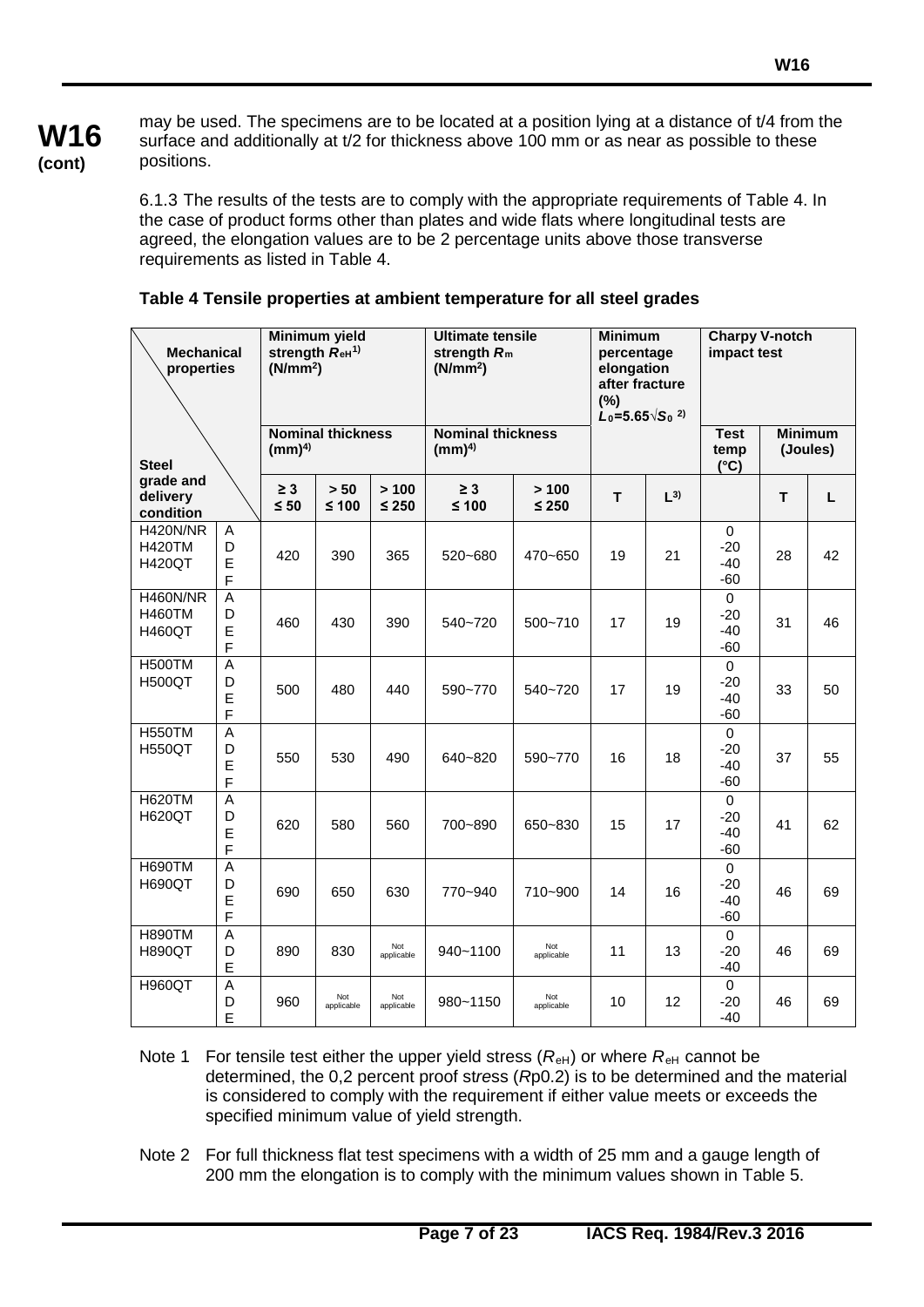**W16 (cont)**

may be used. The specimens are to be located at a position lying at a distance of t/4 from the surface and additionally at t/2 for thickness above 100 mm or as near as possible to these positions.

6.1.3 The results of the tests are to comply with the appropriate requirements of Table 4. In the case of product forms other than plates and wide flats where longitudinal tests are agreed, the elongation values are to be 2 percentage units above those transverse requirements as listed in Table 4.

**Table 4 Tensile properties at ambient temperature for all steel grades**

| Mechanical properties / Steel grade and delivery condition | | Minimum yield strength $R_{eH}$[1] (N/mm²) | | | Ultimate tensile strength $R_m$ (N/mm²) | | Minimum percentage elongation after fracture (%) $L_0=5.65\sqrt{S_0}$ [2] | | Charpy V-notch impact test | | |
|---|---|---|---|---|---|---|---|---|---|---|---|
| | | Nominal thickness (mm)[4] | | | Nominal thickness (mm)[4] | | | | Test temp (°C) | Minimum (Joules) | |
| | | ≥ 3 ≤ 50 | > 50 ≤ 100 | > 100 ≤ 250 | ≥ 3 ≤ 100 | > 100 ≤ 250 | T | L[3] | | T | L |
| H420N/NR H420TM H420QT | A D E F | 420 | 390 | 365 | 520~680 | 470~650 | 19 | 21 | 0 -20 -40 -60 | 28 | 42 |
| H460N/NR H460TM H460QT | A D E F | 460 | 430 | 390 | 540~720 | 500~710 | 17 | 19 | 0 -20 -40 -60 | 31 | 46 |
| H500TM H500QT | A D E F | 500 | 480 | 440 | 590~770 | 540~720 | 17 | 19 | 0 -20 -40 -60 | 33 | 50 |
| H550TM H550QT | A D E F | 550 | 530 | 490 | 640~820 | 590~770 | 16 | 18 | 0 -20 -40 -60 | 37 | 55 |
| H620TM H620QT | A D E F | 620 | 580 | 560 | 700~890 | 650~830 | 15 | 17 | 0 -20 -40 -60 | 41 | 62 |
| H690TM H690QT | A D E F | 690 | 650 | 630 | 770~940 | 710~900 | 14 | 16 | 0 -20 -40 -60 | 46 | 69 |
| H890TM H890QT | A D E | 890 | 830 | Not applicable | 940~1100 | Not applicable | 11 | 13 | 0 -20 -40 | 46 | 69 |
| H960QT | A D E | 960 | Not applicable | Not applicable | 980~1150 | Not applicable | 10 | 12 | 0 -20 -40 | 46 | 69 |

Note 1 For tensile test either the upper yield stress ($R_{eH}$) or where $R_{eH}$ cannot be determined, the 0,2 percent proof stress ($R$p0.2) is to be determined and the material is considered to comply with the requirement if either value meets or exceeds the specified minimum value of yield strength.

Note 2 For full thickness flat test specimens with a width of 25 mm and a gauge length of 200 mm the elongation is to comply with the minimum values shown in Table 5.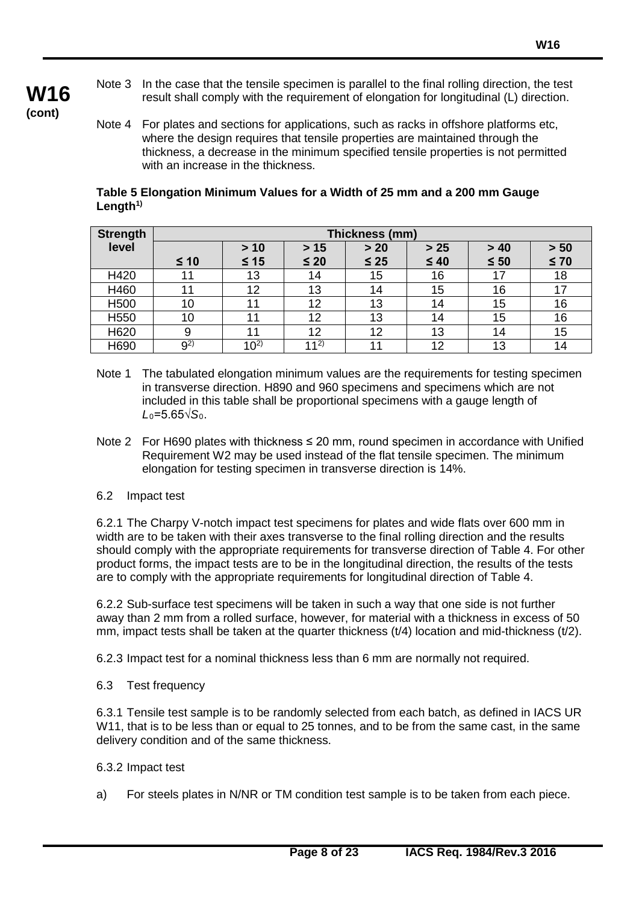**W16 (cont)**

Note 3 In the case that the tensile specimen is parallel to the final rolling direction, the test result shall comply with the requirement of elongation for longitudinal (L) direction.

Note 4 For plates and sections for applications, such as racks in offshore platforms etc, where the design requires that tensile properties are maintained through the thickness, a decrease in the minimum specified tensile properties is not permitted with an increase in the thickness.

**Table 5 Elongation Minimum Values for a Width of 25 mm and a 200 mm Gauge Length[1)]**

| Strength level | Thickness (mm) | | | | | | |
|---|---|---|---|---|---|---|---|
| | ≤ 10 | > 10 ≤ 15 | > 15 ≤ 20 | > 20 ≤ 25 | > 25 ≤ 40 | > 40 ≤ 50 | > 50 ≤ 70 |
| H420 | 11 | 13 | 14 | 15 | 16 | 17 | 18 |
| H460 | 11 | 12 | 13 | 14 | 15 | 16 | 17 |
| H500 | 10 | 11 | 12 | 13 | 14 | 15 | 16 |
| H550 | 10 | 11 | 12 | 13 | 14 | 15 | 16 |
| H620 | 9 | 11 | 12 | 12 | 13 | 14 | 15 |
| H690 | 9[2)] | 10[2)] | 11[2)] | 11 | 12 | 13 | 14 |

Note 1 The tabulated elongation minimum values are the requirements for testing specimen in transverse direction. H890 and 960 specimens and specimens which are not included in this table shall be proportional specimens with a gauge length of $L_0=5.65\sqrt{S_0}$.

Note 2 For H690 plates with thickness ≤ 20 mm, round specimen in accordance with Unified Requirement W2 may be used instead of the flat tensile specimen. The minimum elongation for testing specimen in transverse direction is 14%.

6.2 Impact test

6.2.1 The Charpy V-notch impact test specimens for plates and wide flats over 600 mm in width are to be taken with their axes transverse to the final rolling direction and the results should comply with the appropriate requirements for transverse direction of Table 4. For other product forms, the impact tests are to be in the longitudinal direction, the results of the tests are to comply with the appropriate requirements for longitudinal direction of Table 4.

6.2.2 Sub-surface test specimens will be taken in such a way that one side is not further away than 2 mm from a rolled surface, however, for material with a thickness in excess of 50 mm, impact tests shall be taken at the quarter thickness (t/4) location and mid-thickness (t/2).

6.2.3 Impact test for a nominal thickness less than 6 mm are normally not required.

6.3 Test frequency

6.3.1 Tensile test sample is to be randomly selected from each batch, as defined in IACS UR W11, that is to be less than or equal to 25 tonnes, and to be from the same cast, in the same delivery condition and of the same thickness.

6.3.2 Impact test

a) For steels plates in N/NR or TM condition test sample is to be taken from each piece.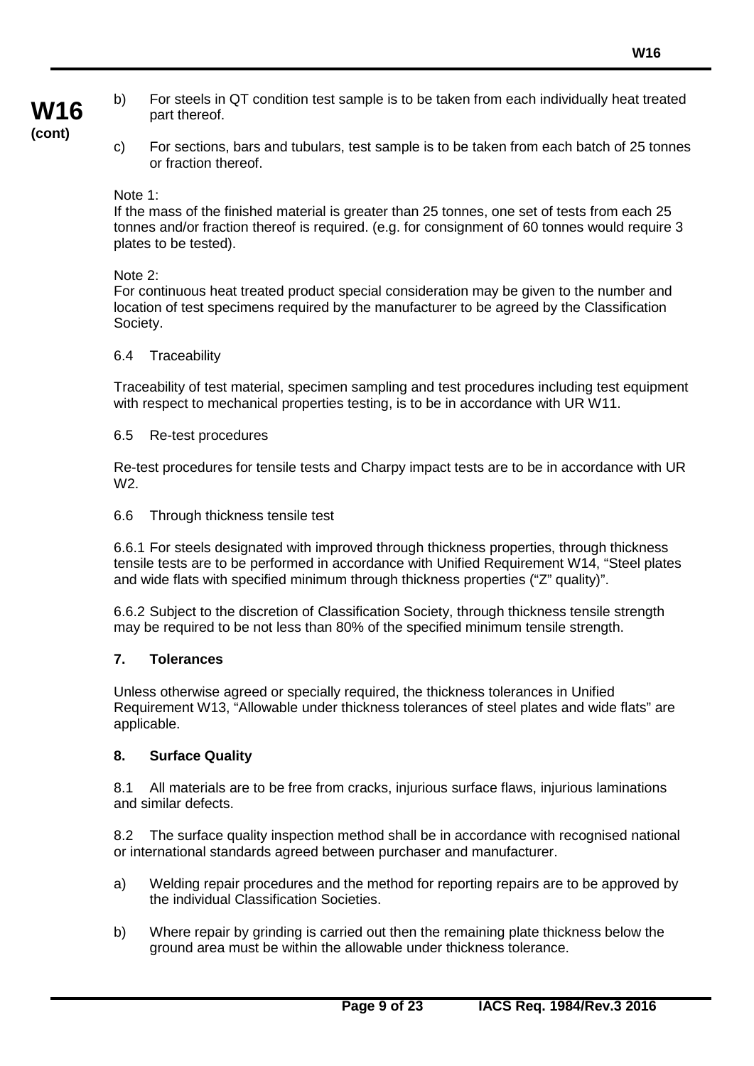b) For steels in QT condition test sample is to be taken from each individually heat treated part thereof.

c) For sections, bars and tubulars, test sample is to be taken from each batch of 25 tonnes or fraction thereof.

Note 1:
If the mass of the finished material is greater than 25 tonnes, one set of tests from each 25 tonnes and/or fraction thereof is required. (e.g. for consignment of 60 tonnes would require 3 plates to be tested).

Note 2:
For continuous heat treated product special consideration may be given to the number and location of test specimens required by the manufacturer to be agreed by the Classification Society.

6.4 Traceability

Traceability of test material, specimen sampling and test procedures including test equipment with respect to mechanical properties testing, is to be in accordance with UR W11.

6.5 Re-test procedures

Re-test procedures for tensile tests and Charpy impact tests are to be in accordance with UR W2.

6.6 Through thickness tensile test

6.6.1 For steels designated with improved through thickness properties, through thickness tensile tests are to be performed in accordance with Unified Requirement W14, "Steel plates and wide flats with specified minimum through thickness properties ("Z" quality)".

6.6.2 Subject to the discretion of Classification Society, through thickness tensile strength may be required to be not less than 80% of the specified minimum tensile strength.

## 7. Tolerances

Unless otherwise agreed or specially required, the thickness tolerances in Unified Requirement W13, "Allowable under thickness tolerances of steel plates and wide flats" are applicable.

## 8. Surface Quality

8.1 All materials are to be free from cracks, injurious surface flaws, injurious laminations and similar defects.

8.2 The surface quality inspection method shall be in accordance with recognised national or international standards agreed between purchaser and manufacturer.

a) Welding repair procedures and the method for reporting repairs are to be approved by the individual Classification Societies.

b) Where repair by grinding is carried out then the remaining plate thickness below the ground area must be within the allowable under thickness tolerance.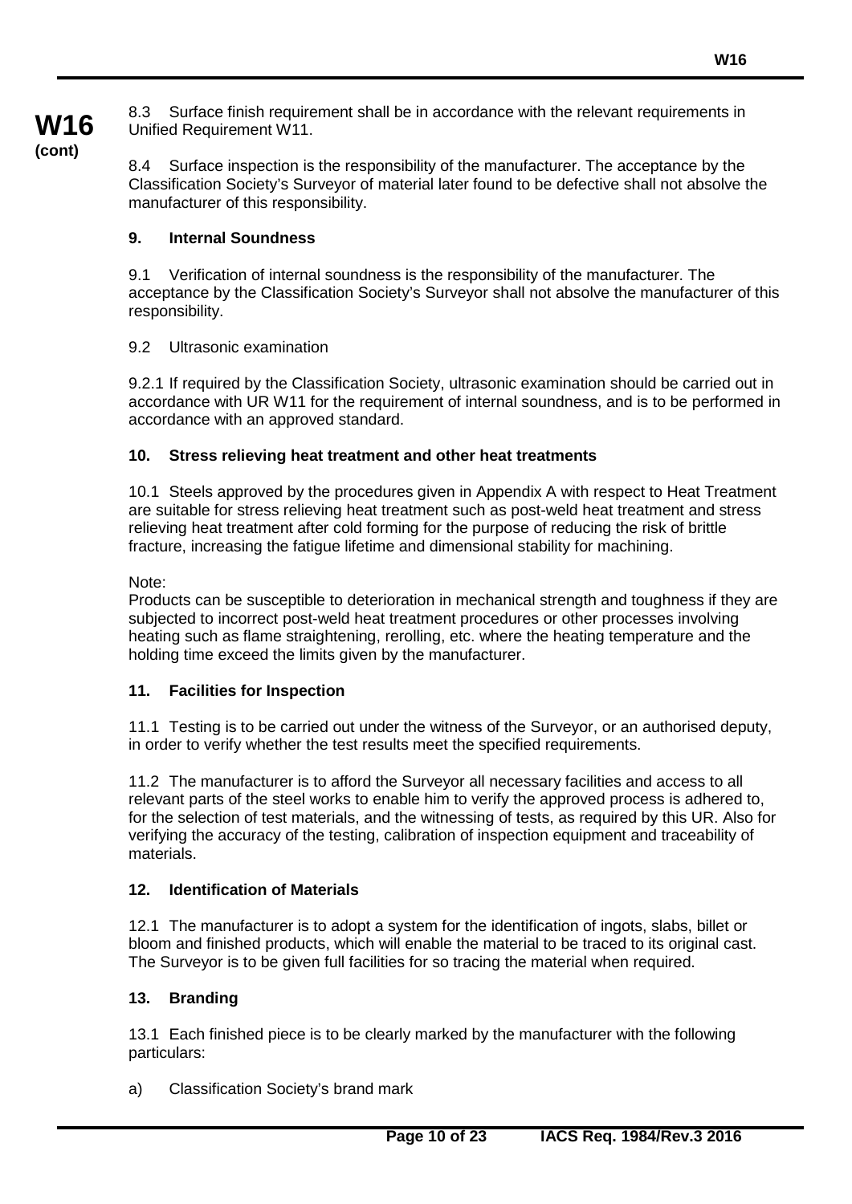8.3 Surface finish requirement shall be in accordance with the relevant requirements in Unified Requirement W11.

8.4 Surface inspection is the responsibility of the manufacturer. The acceptance by the Classification Society's Surveyor of material later found to be defective shall not absolve the manufacturer of this responsibility.

## 9. Internal Soundness

9.1 Verification of internal soundness is the responsibility of the manufacturer. The acceptance by the Classification Society's Surveyor shall not absolve the manufacturer of this responsibility.

9.2 Ultrasonic examination

9.2.1 If required by the Classification Society, ultrasonic examination should be carried out in accordance with UR W11 for the requirement of internal soundness, and is to be performed in accordance with an approved standard.

## 10. Stress relieving heat treatment and other heat treatments

10.1 Steels approved by the procedures given in Appendix A with respect to Heat Treatment are suitable for stress relieving heat treatment such as post-weld heat treatment and stress relieving heat treatment after cold forming for the purpose of reducing the risk of brittle fracture, increasing the fatigue lifetime and dimensional stability for machining.

Note:
Products can be susceptible to deterioration in mechanical strength and toughness if they are subjected to incorrect post-weld heat treatment procedures or other processes involving heating such as flame straightening, rerolling, etc. where the heating temperature and the holding time exceed the limits given by the manufacturer.

## 11. Facilities for Inspection

11.1 Testing is to be carried out under the witness of the Surveyor, or an authorised deputy, in order to verify whether the test results meet the specified requirements.

11.2 The manufacturer is to afford the Surveyor all necessary facilities and access to all relevant parts of the steel works to enable him to verify the approved process is adhered to, for the selection of test materials, and the witnessing of tests, as required by this UR. Also for verifying the accuracy of the testing, calibration of inspection equipment and traceability of materials.

## 12. Identification of Materials

12.1 The manufacturer is to adopt a system for the identification of ingots, slabs, billet or bloom and finished products, which will enable the material to be traced to its original cast. The Surveyor is to be given full facilities for so tracing the material when required.

## 13. Branding

13.1 Each finished piece is to be clearly marked by the manufacturer with the following particulars:

a) Classification Society's brand mark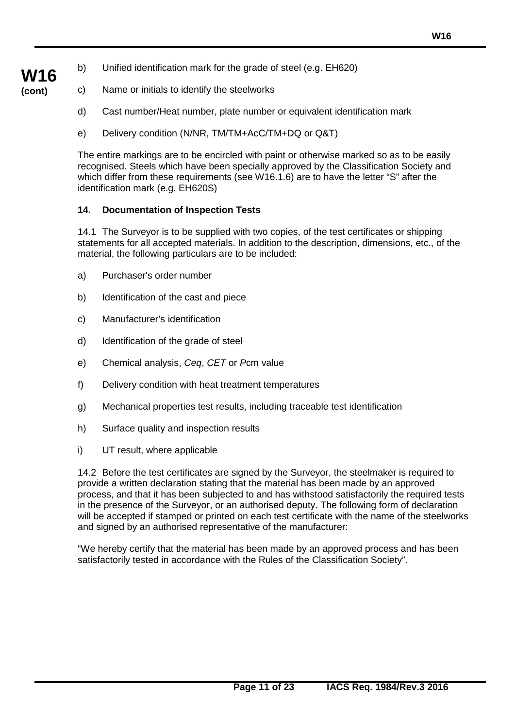b) Unified identification mark for the grade of steel (e.g. EH620)

c) Name or initials to identify the steelworks

d) Cast number/Heat number, plate number or equivalent identification mark

e) Delivery condition (N/NR, TM/TM+AcC/TM+DQ or Q&T)

The entire markings are to be encircled with paint or otherwise marked so as to be easily recognised. Steels which have been specially approved by the Classification Society and which differ from these requirements (see W16.1.6) are to have the letter "S" after the identification mark (e.g. EH620S)

### 14. Documentation of Inspection Tests

14.1 The Surveyor is to be supplied with two copies, of the test certificates or shipping statements for all accepted materials. In addition to the description, dimensions, etc., of the material, the following particulars are to be included:

a) Purchaser's order number

b) Identification of the cast and piece

c) Manufacturer's identification

d) Identification of the grade of steel

e) Chemical analysis, *Ceq*, *CET* or *P*cm value

f) Delivery condition with heat treatment temperatures

g) Mechanical properties test results, including traceable test identification

h) Surface quality and inspection results

i) UT result, where applicable

14.2 Before the test certificates are signed by the Surveyor, the steelmaker is required to provide a written declaration stating that the material has been made by an approved process, and that it has been subjected to and has withstood satisfactorily the required tests in the presence of the Surveyor, or an authorised deputy. The following form of declaration will be accepted if stamped or printed on each test certificate with the name of the steelworks and signed by an authorised representative of the manufacturer:

"We hereby certify that the material has been made by an approved process and has been satisfactorily tested in accordance with the Rules of the Classification Society".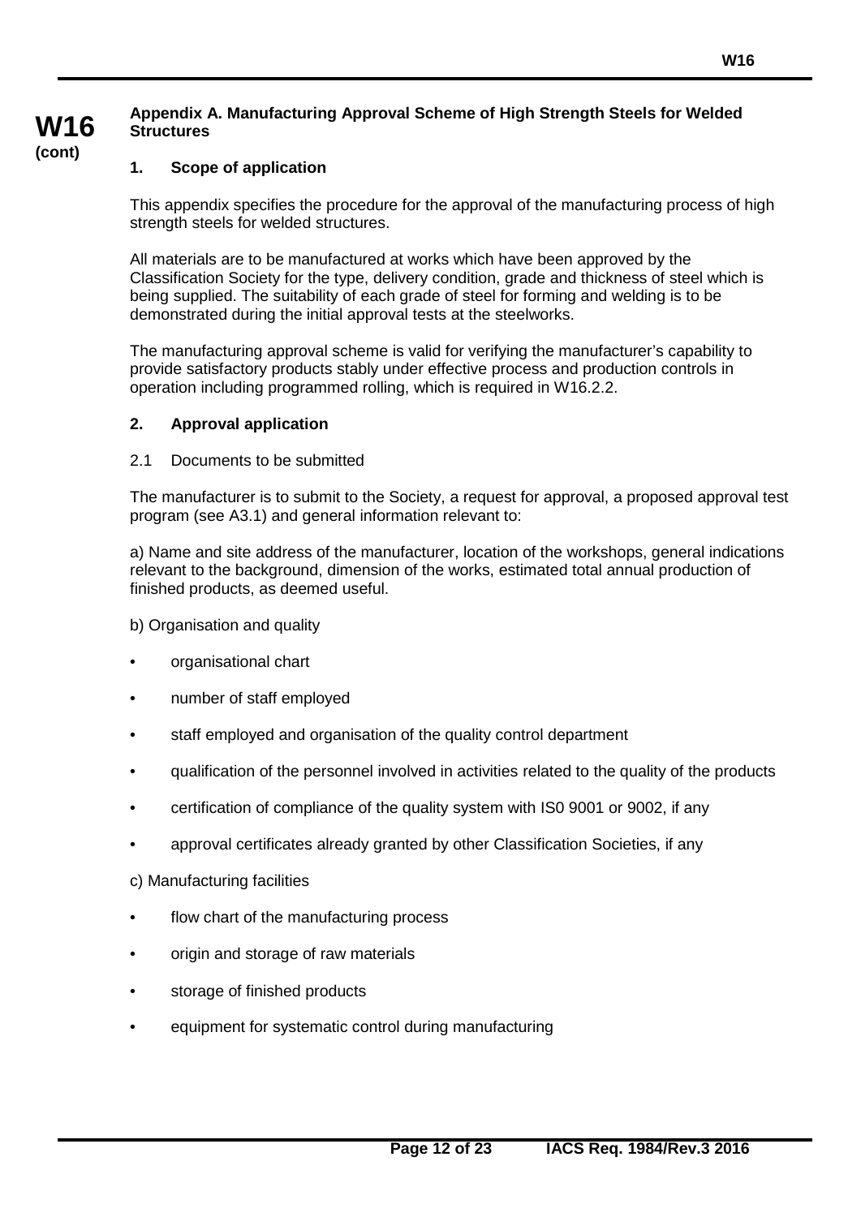## Appendix A. Manufacturing Approval Scheme of High Strength Steels for Welded Structures

### 1. Scope of application

This appendix specifies the procedure for the approval of the manufacturing process of high strength steels for welded structures.

All materials are to be manufactured at works which have been approved by the Classification Society for the type, delivery condition, grade and thickness of steel which is being supplied. The suitability of each grade of steel for forming and welding is to be demonstrated during the initial approval tests at the steelworks.

The manufacturing approval scheme is valid for verifying the manufacturer's capability to provide satisfactory products stably under effective process and production controls in operation including programmed rolling, which is required in W16.2.2.

### 2. Approval application

2.1 Documents to be submitted

The manufacturer is to submit to the Society, a request for approval, a proposed approval test program (see A3.1) and general information relevant to:

a) Name and site address of the manufacturer, location of the workshops, general indications relevant to the background, dimension of the works, estimated total annual production of finished products, as deemed useful.

b) Organisation and quality

- organisational chart
- number of staff employed
- staff employed and organisation of the quality control department
- qualification of the personnel involved in activities related to the quality of the products
- certification of compliance of the quality system with IS0 9001 or 9002, if any
- approval certificates already granted by other Classification Societies, if any

c) Manufacturing facilities

- flow chart of the manufacturing process
- origin and storage of raw materials
- storage of finished products
- equipment for systematic control during manufacturing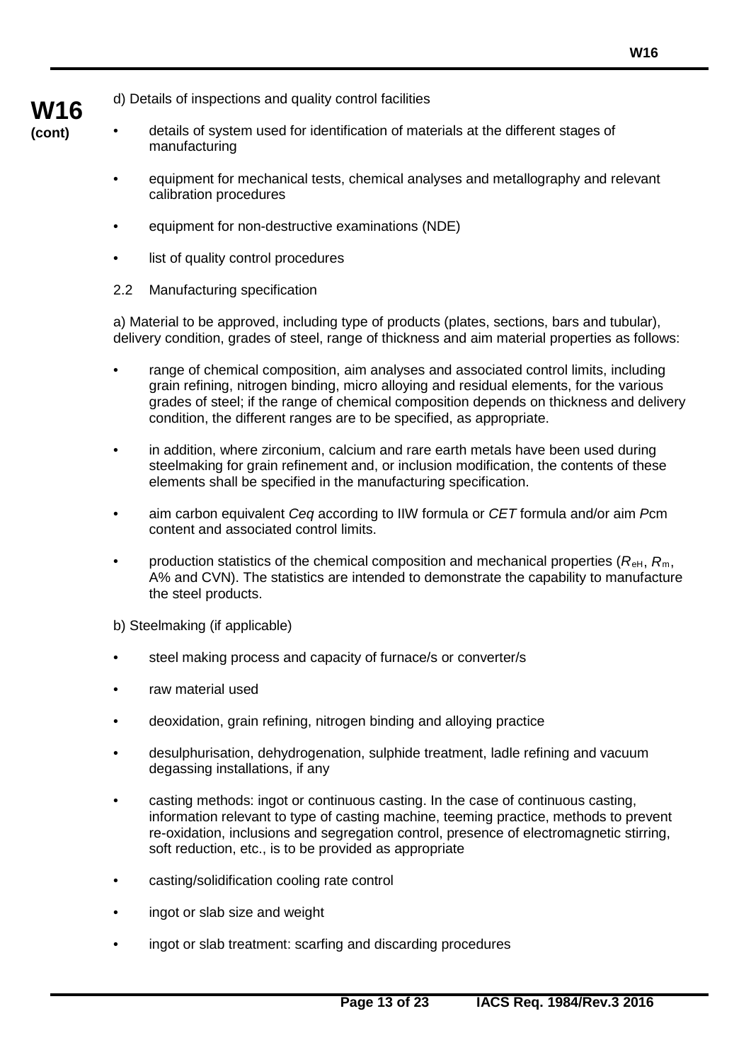d) Details of inspections and quality control facilities

- details of system used for identification of materials at the different stages of manufacturing
- equipment for mechanical tests, chemical analyses and metallography and relevant calibration procedures
- equipment for non-destructive examinations (NDE)
- list of quality control procedures

2.2 Manufacturing specification

a) Material to be approved, including type of products (plates, sections, bars and tubular), delivery condition, grades of steel, range of thickness and aim material properties as follows:

- range of chemical composition, aim analyses and associated control limits, including grain refining, nitrogen binding, micro alloying and residual elements, for the various grades of steel; if the range of chemical composition depends on thickness and delivery condition, the different ranges are to be specified, as appropriate.
- in addition, where zirconium, calcium and rare earth metals have been used during steelmaking for grain refinement and, or inclusion modification, the contents of these elements shall be specified in the manufacturing specification.
- aim carbon equivalent *Ceq* according to IIW formula or *CET* formula and/or aim *P*cm content and associated control limits.
- production statistics of the chemical composition and mechanical properties ($R_{eH}$, $R_m$, A% and CVN). The statistics are intended to demonstrate the capability to manufacture the steel products.

b) Steelmaking (if applicable)

- steel making process and capacity of furnace/s or converter/s
- raw material used
- deoxidation, grain refining, nitrogen binding and alloying practice
- desulphurisation, dehydrogenation, sulphide treatment, ladle refining and vacuum degassing installations, if any
- casting methods: ingot or continuous casting. In the case of continuous casting, information relevant to type of casting machine, teeming practice, methods to prevent re-oxidation, inclusions and segregation control, presence of electromagnetic stirring, soft reduction, etc., is to be provided as appropriate
- casting/solidification cooling rate control
- ingot or slab size and weight
- ingot or slab treatment: scarfing and discarding procedures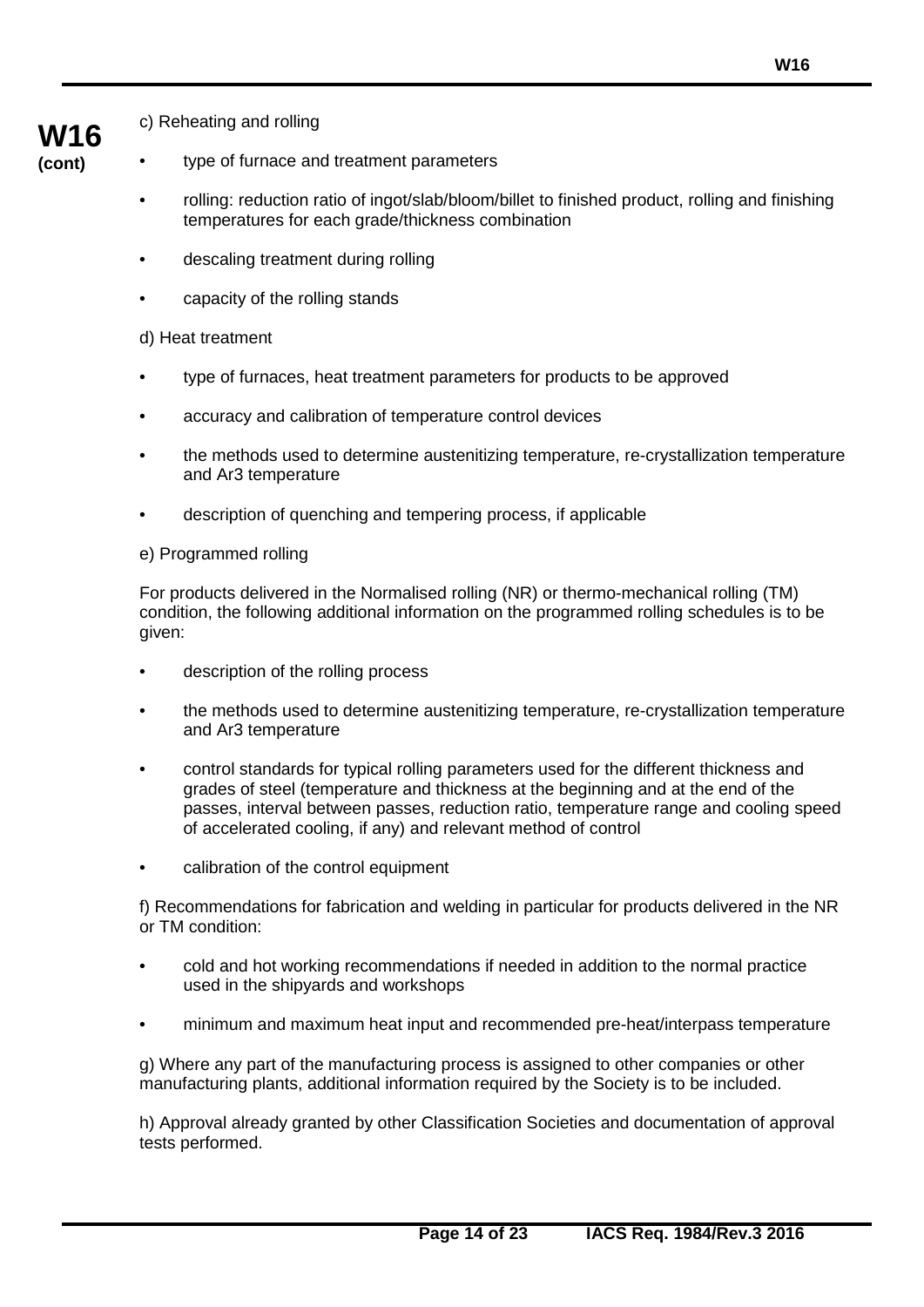c) Reheating and rolling

- type of furnace and treatment parameters
- rolling: reduction ratio of ingot/slab/bloom/billet to finished product, rolling and finishing temperatures for each grade/thickness combination
- descaling treatment during rolling
- capacity of the rolling stands

d) Heat treatment

- type of furnaces, heat treatment parameters for products to be approved
- accuracy and calibration of temperature control devices
- the methods used to determine austenitizing temperature, re-crystallization temperature and Ar3 temperature
- description of quenching and tempering process, if applicable

e) Programmed rolling

For products delivered in the Normalised rolling (NR) or thermo-mechanical rolling (TM) condition, the following additional information on the programmed rolling schedules is to be given:

- description of the rolling process
- the methods used to determine austenitizing temperature, re-crystallization temperature and Ar3 temperature
- control standards for typical rolling parameters used for the different thickness and grades of steel (temperature and thickness at the beginning and at the end of the passes, interval between passes, reduction ratio, temperature range and cooling speed of accelerated cooling, if any) and relevant method of control
- calibration of the control equipment

f) Recommendations for fabrication and welding in particular for products delivered in the NR or TM condition:

- cold and hot working recommendations if needed in addition to the normal practice used in the shipyards and workshops
- minimum and maximum heat input and recommended pre-heat/interpass temperature

g) Where any part of the manufacturing process is assigned to other companies or other manufacturing plants, additional information required by the Society is to be included.

h) Approval already granted by other Classification Societies and documentation of approval tests performed.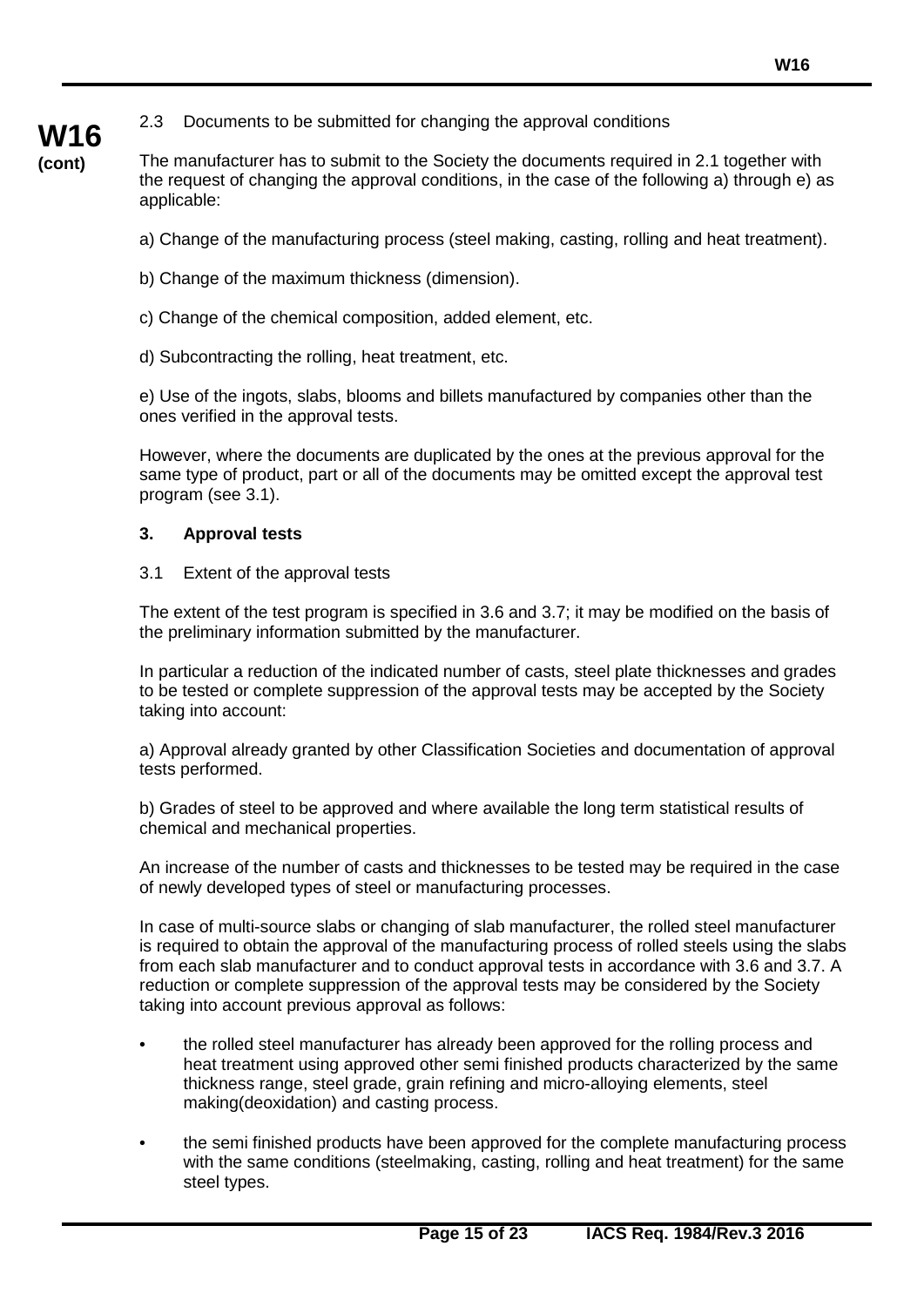2.3 Documents to be submitted for changing the approval conditions

The manufacturer has to submit to the Society the documents required in 2.1 together with the request of changing the approval conditions, in the case of the following a) through e) as applicable:

a) Change of the manufacturing process (steel making, casting, rolling and heat treatment).

b) Change of the maximum thickness (dimension).

c) Change of the chemical composition, added element, etc.

d) Subcontracting the rolling, heat treatment, etc.

e) Use of the ingots, slabs, blooms and billets manufactured by companies other than the ones verified in the approval tests.

However, where the documents are duplicated by the ones at the previous approval for the same type of product, part or all of the documents may be omitted except the approval test program (see 3.1).

## 3. Approval tests

3.1 Extent of the approval tests

The extent of the test program is specified in 3.6 and 3.7; it may be modified on the basis of the preliminary information submitted by the manufacturer.

In particular a reduction of the indicated number of casts, steel plate thicknesses and grades to be tested or complete suppression of the approval tests may be accepted by the Society taking into account:

a) Approval already granted by other Classification Societies and documentation of approval tests performed.

b) Grades of steel to be approved and where available the long term statistical results of chemical and mechanical properties.

An increase of the number of casts and thicknesses to be tested may be required in the case of newly developed types of steel or manufacturing processes.

In case of multi-source slabs or changing of slab manufacturer, the rolled steel manufacturer is required to obtain the approval of the manufacturing process of rolled steels using the slabs from each slab manufacturer and to conduct approval tests in accordance with 3.6 and 3.7. A reduction or complete suppression of the approval tests may be considered by the Society taking into account previous approval as follows:

- the rolled steel manufacturer has already been approved for the rolling process and heat treatment using approved other semi finished products characterized by the same thickness range, steel grade, grain refining and micro-alloying elements, steel making(deoxidation) and casting process.
- the semi finished products have been approved for the complete manufacturing process with the same conditions (steelmaking, casting, rolling and heat treatment) for the same steel types.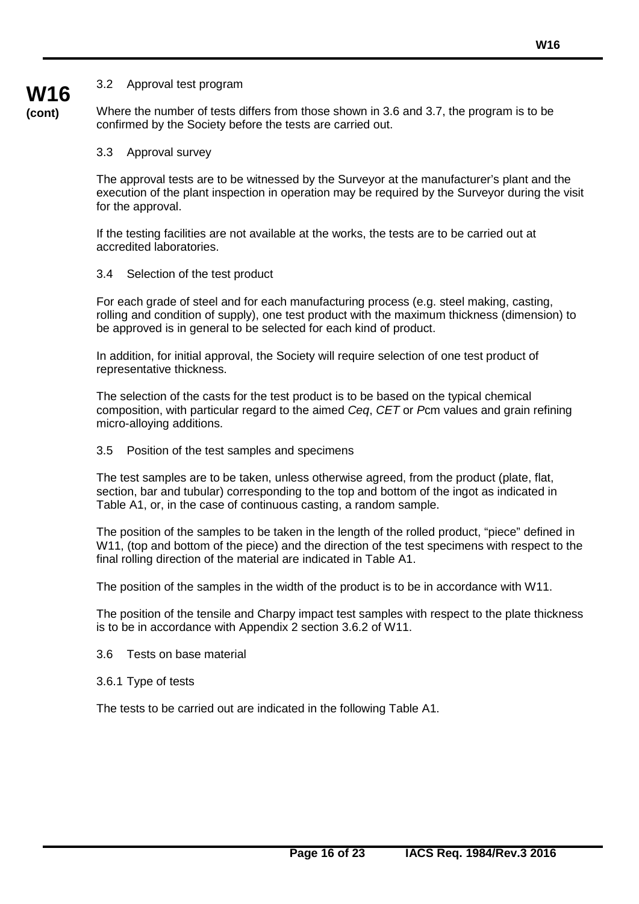### 3.2 Approval test program

Where the number of tests differs from those shown in 3.6 and 3.7, the program is to be confirmed by the Society before the tests are carried out.

### 3.3 Approval survey

The approval tests are to be witnessed by the Surveyor at the manufacturer's plant and the execution of the plant inspection in operation may be required by the Surveyor during the visit for the approval.

If the testing facilities are not available at the works, the tests are to be carried out at accredited laboratories.

### 3.4 Selection of the test product

For each grade of steel and for each manufacturing process (e.g. steel making, casting, rolling and condition of supply), one test product with the maximum thickness (dimension) to be approved is in general to be selected for each kind of product.

In addition, for initial approval, the Society will require selection of one test product of representative thickness.

The selection of the casts for the test product is to be based on the typical chemical composition, with particular regard to the aimed *Ceq*, *CET* or *P*cm values and grain refining micro-alloying additions.

### 3.5 Position of the test samples and specimens

The test samples are to be taken, unless otherwise agreed, from the product (plate, flat, section, bar and tubular) corresponding to the top and bottom of the ingot as indicated in Table A1, or, in the case of continuous casting, a random sample.

The position of the samples to be taken in the length of the rolled product, "piece" defined in W11, (top and bottom of the piece) and the direction of the test specimens with respect to the final rolling direction of the material are indicated in Table A1.

The position of the samples in the width of the product is to be in accordance with W11.

The position of the tensile and Charpy impact test samples with respect to the plate thickness is to be in accordance with Appendix 2 section 3.6.2 of W11.

### 3.6 Tests on base material

#### 3.6.1 Type of tests

The tests to be carried out are indicated in the following Table A1.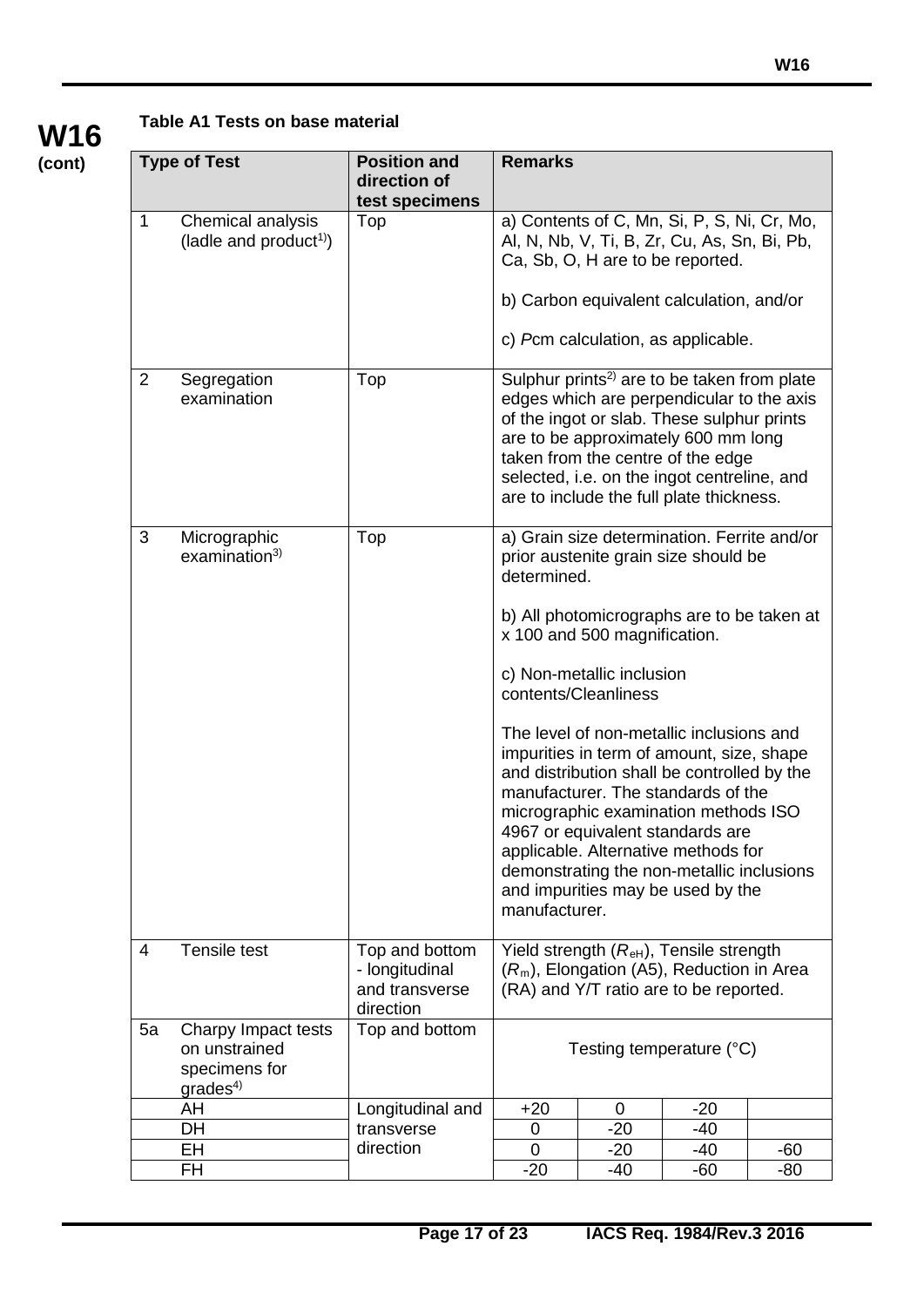**W16 (cont)**

**Table A1 Tests on base material**

| | Type of Test | Position and direction of test specimens | Remarks | | | |
|---|---|---|---|---|---|---|
| 1 | Chemical analysis (ladle and product[1)]) | Top | a) Contents of C, Mn, Si, P, S, Ni, Cr, Mo, Al, N, Nb, V, Ti, B, Zr, Cu, As, Sn, Bi, Pb, Ca, Sb, O, H are to be reported.<br><br>b) Carbon equivalent calculation, and/or<br><br>c) *P*cm calculation, as applicable. | | | |
| 2 | Segregation examination | Top | Sulphur prints[2)] are to be taken from plate edges which are perpendicular to the axis of the ingot or slab. These sulphur prints are to be approximately 600 mm long taken from the centre of the edge selected, i.e. on the ingot centreline, and are to include the full plate thickness. | | | |
| 3 | Micrographic examination[3)] | Top | a) Grain size determination. Ferrite and/or prior austenite grain size should be determined.<br><br>b) All photomicrographs are to be taken at x 100 and 500 magnification.<br><br>c) Non-metallic inclusion contents/Cleanliness<br><br>The level of non-metallic inclusions and impurities in term of amount, size, shape and distribution shall be controlled by the manufacturer. The standards of the micrographic examination methods ISO 4967 or equivalent standards are applicable. Alternative methods for demonstrating the non-metallic inclusions and impurities may be used by the manufacturer. | | | |
| 4 | Tensile test | Top and bottom - longitudinal and transverse direction | Yield strength ($R_{eH}$), Tensile strength ($R_m$), Elongation (A5), Reduction in Area (RA) and Y/T ratio are to be reported. | | | |
| 5a | Charpy Impact tests on unstrained specimens for grades[4)] | Top and bottom | Testing temperature (°C) | | | |
| | AH | Longitudinal and transverse direction | +20 | 0 | -20 | |
| | DH | | 0 | -20 | -40 | |
| | EH | | 0 | -20 | -40 | -60 |
| | FH | | -20 | -40 | -60 | -80 |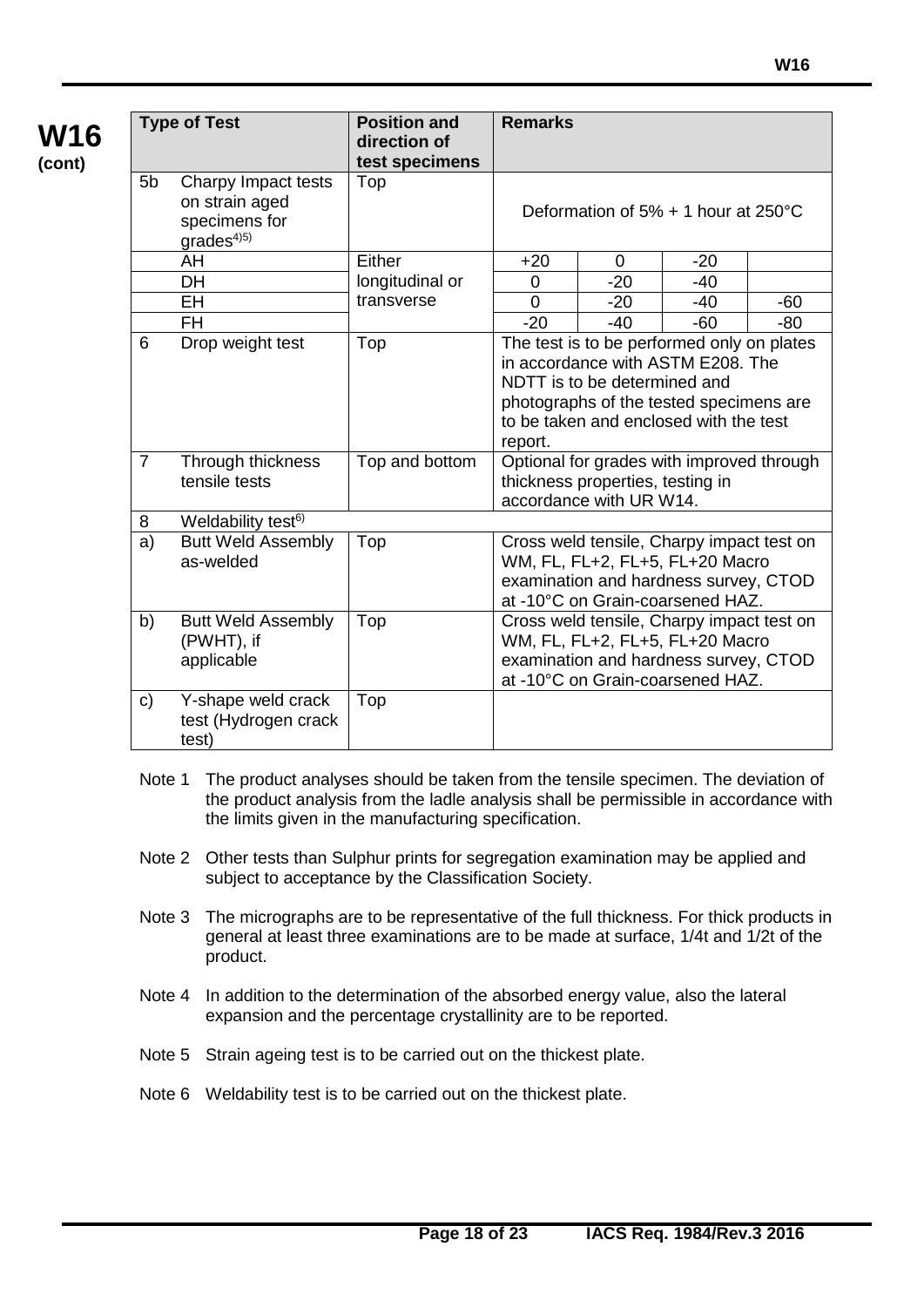**W16 (cont)**

| Type of Test | | Position and direction of test specimens | Remarks | | | |
|---|---|---|---|---|---|---|
| 5b | Charpy Impact tests on strain aged specimens for grades[4)5)] | Top | Deformation of 5% + 1 hour at 250°C | | | |
| | AH | Either longitudinal or transverse | +20 | 0 | -20 | |
| | DH | | 0 | -20 | -40 | |
| | EH | | 0 | -20 | -40 | -60 |
| | FH | | -20 | -40 | -60 | -80 |
| 6 | Drop weight test | Top | The test is to be performed only on plates in accordance with ASTM E208. The NDTT is to be determined and photographs of the tested specimens are to be taken and enclosed with the test report. | | | |
| 7 | Through thickness tensile tests | Top and bottom | Optional for grades with improved through thickness properties, testing in accordance with UR W14. | | | |
| 8 | Weldability test[6)] | | | | | |
| a) | Butt Weld Assembly as-welded | Top | Cross weld tensile, Charpy impact test on WM, FL, FL+2, FL+5, FL+20 Macro examination and hardness survey, CTOD at -10°C on Grain-coarsened HAZ. | | | |
| b) | Butt Weld Assembly (PWHT), if applicable | Top | Cross weld tensile, Charpy impact test on WM, FL, FL+2, FL+5, FL+20 Macro examination and hardness survey, CTOD at -10°C on Grain-coarsened HAZ. | | | |
| c) | Y-shape weld crack test (Hydrogen crack test) | Top | | | | |

Note 1 The product analyses should be taken from the tensile specimen. The deviation of the product analysis from the ladle analysis shall be permissible in accordance with the limits given in the manufacturing specification.

Note 2 Other tests than Sulphur prints for segregation examination may be applied and subject to acceptance by the Classification Society.

Note 3 The micrographs are to be representative of the full thickness. For thick products in general at least three examinations are to be made at surface, 1/4t and 1/2t of the product.

Note 4 In addition to the determination of the absorbed energy value, also the lateral expansion and the percentage crystallinity are to be reported.

Note 5 Strain ageing test is to be carried out on the thickest plate.

Note 6 Weldability test is to be carried out on the thickest plate.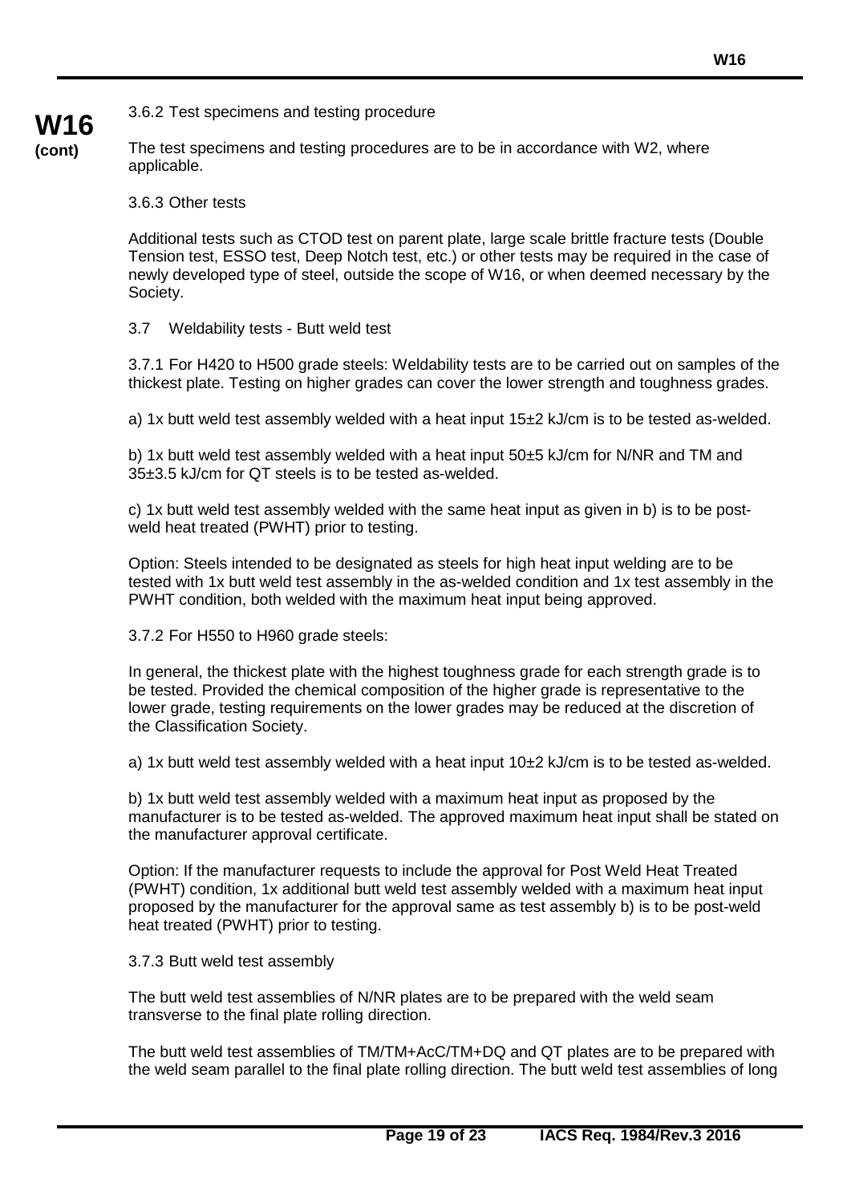3.6.2 Test specimens and testing procedure

The test specimens and testing procedures are to be in accordance with W2, where applicable.

3.6.3 Other tests

Additional tests such as CTOD test on parent plate, large scale brittle fracture tests (Double Tension test, ESSO test, Deep Notch test, etc.) or other tests may be required in the case of newly developed type of steel, outside the scope of W16, or when deemed necessary by the Society.

3.7 Weldability tests - Butt weld test

3.7.1 For H420 to H500 grade steels: Weldability tests are to be carried out on samples of the thickest plate. Testing on higher grades can cover the lower strength and toughness grades.

a) 1x butt weld test assembly welded with a heat input 15±2 kJ/cm is to be tested as-welded.

b) 1x butt weld test assembly welded with a heat input 50±5 kJ/cm for N/NR and TM and 35±3.5 kJ/cm for QT steels is to be tested as-welded.

c) 1x butt weld test assembly welded with the same heat input as given in b) is to be post-weld heat treated (PWHT) prior to testing.

Option: Steels intended to be designated as steels for high heat input welding are to be tested with 1x butt weld test assembly in the as-welded condition and 1x test assembly in the PWHT condition, both welded with the maximum heat input being approved.

3.7.2 For H550 to H960 grade steels:

In general, the thickest plate with the highest toughness grade for each strength grade is to be tested. Provided the chemical composition of the higher grade is representative to the lower grade, testing requirements on the lower grades may be reduced at the discretion of the Classification Society.

a) 1x butt weld test assembly welded with a heat input 10±2 kJ/cm is to be tested as-welded.

b) 1x butt weld test assembly welded with a maximum heat input as proposed by the manufacturer is to be tested as-welded. The approved maximum heat input shall be stated on the manufacturer approval certificate.

Option: If the manufacturer requests to include the approval for Post Weld Heat Treated (PWHT) condition, 1x additional butt weld test assembly welded with a maximum heat input proposed by the manufacturer for the approval same as test assembly b) is to be post-weld heat treated (PWHT) prior to testing.

3.7.3 Butt weld test assembly

The butt weld test assemblies of N/NR plates are to be prepared with the weld seam transverse to the final plate rolling direction.

The butt weld test assemblies of TM/TM+AcC/TM+DQ and QT plates are to be prepared with the weld seam parallel to the final plate rolling direction. The butt weld test assemblies of long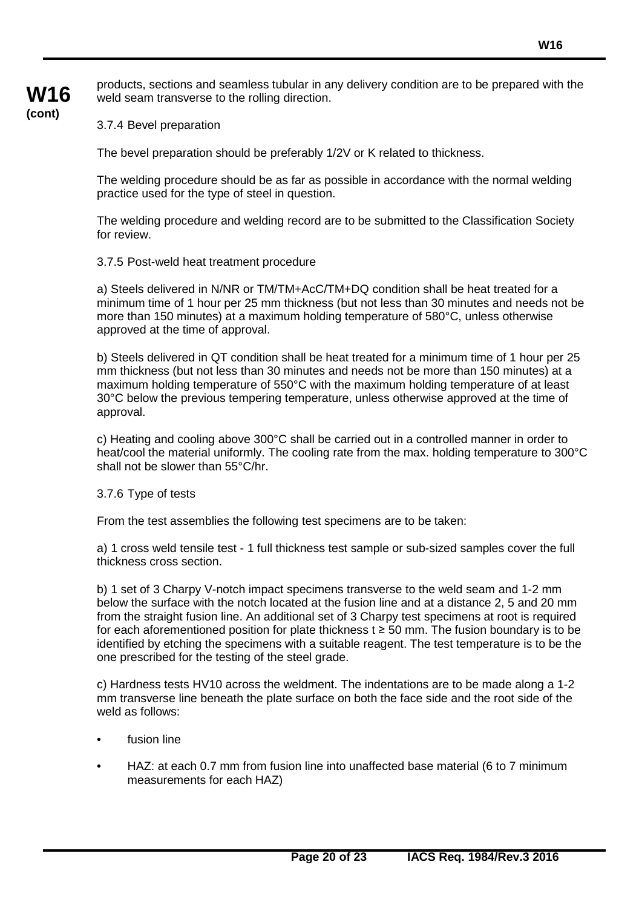products, sections and seamless tubular in any delivery condition are to be prepared with the weld seam transverse to the rolling direction.

3.7.4 Bevel preparation

The bevel preparation should be preferably 1/2V or K related to thickness.

The welding procedure should be as far as possible in accordance with the normal welding practice used for the type of steel in question.

The welding procedure and welding record are to be submitted to the Classification Society for review.

3.7.5 Post-weld heat treatment procedure

a) Steels delivered in N/NR or TM/TM+AcC/TM+DQ condition shall be heat treated for a minimum time of 1 hour per 25 mm thickness (but not less than 30 minutes and needs not be more than 150 minutes) at a maximum holding temperature of 580°C, unless otherwise approved at the time of approval.

b) Steels delivered in QT condition shall be heat treated for a minimum time of 1 hour per 25 mm thickness (but not less than 30 minutes and needs not be more than 150 minutes) at a maximum holding temperature of 550°C with the maximum holding temperature of at least 30°C below the previous tempering temperature, unless otherwise approved at the time of approval.

c) Heating and cooling above 300°C shall be carried out in a controlled manner in order to heat/cool the material uniformly. The cooling rate from the max. holding temperature to 300°C shall not be slower than 55°C/hr.

3.7.6 Type of tests

From the test assemblies the following test specimens are to be taken:

a) 1 cross weld tensile test - 1 full thickness test sample or sub-sized samples cover the full thickness cross section.

b) 1 set of 3 Charpy V-notch impact specimens transverse to the weld seam and 1-2 mm below the surface with the notch located at the fusion line and at a distance 2, 5 and 20 mm from the straight fusion line. An additional set of 3 Charpy test specimens at root is required for each aforementioned position for plate thickness $t \geq 50$ mm. The fusion boundary is to be identified by etching the specimens with a suitable reagent. The test temperature is to be the one prescribed for the testing of the steel grade.

c) Hardness tests HV10 across the weldment. The indentations are to be made along a 1-2 mm transverse line beneath the plate surface on both the face side and the root side of the weld as follows:

- fusion line
- HAZ: at each 0.7 mm from fusion line into unaffected base material (6 to 7 minimum measurements for each HAZ)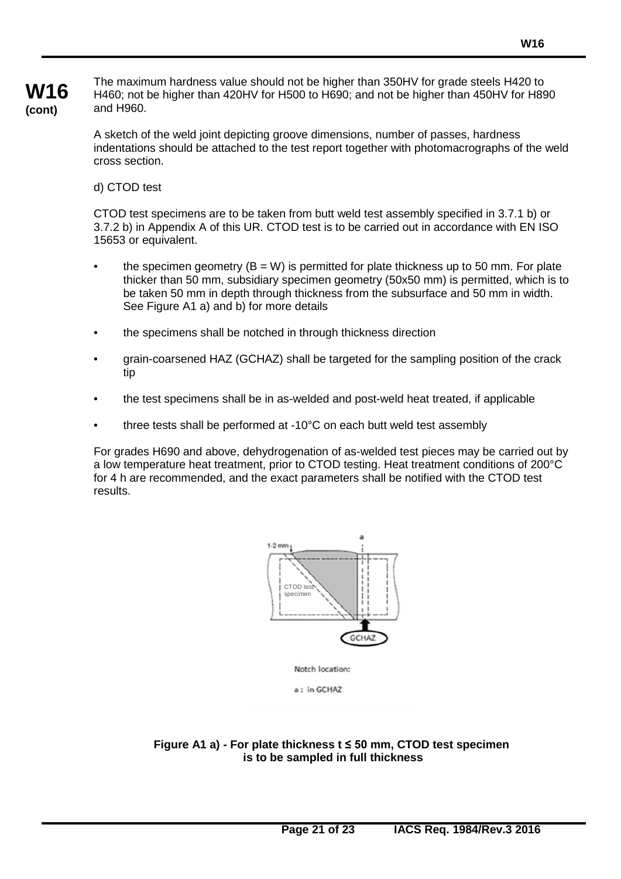The maximum hardness value should not be higher than 350HV for grade steels H420 to H460; not be higher than 420HV for H500 to H690; and not be higher than 450HV for H890 and H960.

A sketch of the weld joint depicting groove dimensions, number of passes, hardness indentations should be attached to the test report together with photomacrographs of the weld cross section.

d) CTOD test

CTOD test specimens are to be taken from butt weld test assembly specified in 3.7.1 b) or 3.7.2 b) in Appendix A of this UR. CTOD test is to be carried out in accordance with EN ISO 15653 or equivalent.

- the specimen geometry (B = W) is permitted for plate thickness up to 50 mm. For plate thicker than 50 mm, subsidiary specimen geometry (50x50 mm) is permitted, which is to be taken 50 mm in depth through thickness from the subsurface and 50 mm in width. See Figure A1 a) and b) for more details
- the specimens shall be notched in through thickness direction
- grain-coarsened HAZ (GCHAZ) shall be targeted for the sampling position of the crack tip
- the test specimens shall be in as-welded and post-weld heat treated, if applicable
- three tests shall be performed at -10°C on each butt weld test assembly

For grades H690 and above, dehydrogenation of as-welded test pieces may be carried out by a low temperature heat treatment, prior to CTOD testing. Heat treatment conditions of 200°C for 4 h are recommended, and the exact parameters shall be notified with the CTOD test results.

1-2 mm

a

CTOD test specimen

GCHAZ

Notch location:

a : in GCHAZ

**Figure A1 a) - For plate thickness t ≤ 50 mm, CTOD test specimen is to be sampled in full thickness**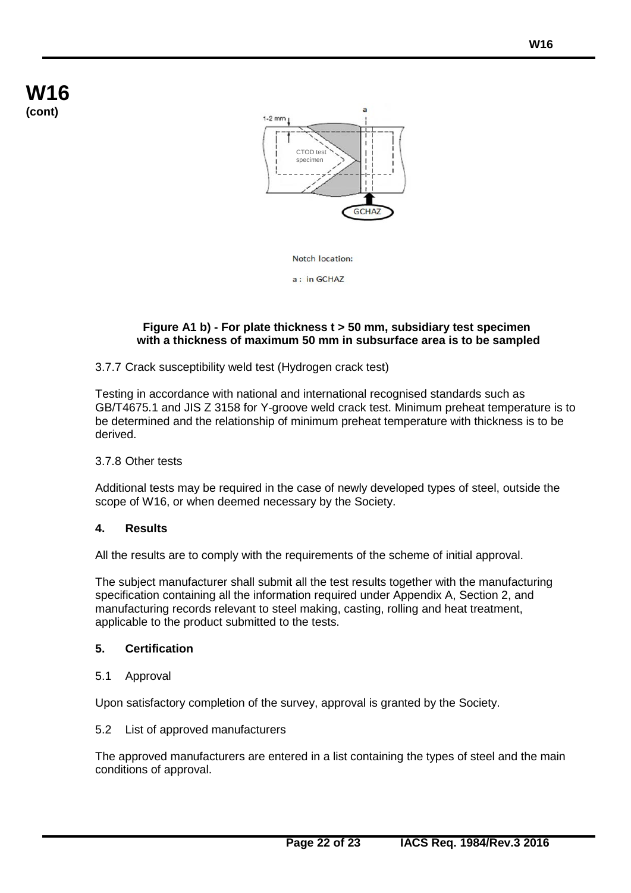Notch location:

a : in GCHAZ

**Figure A1 b) - For plate thickness t > 50 mm, subsidiary test specimen with a thickness of maximum 50 mm in subsurface area is to be sampled**

3.7.7 Crack susceptibility weld test (Hydrogen crack test)

Testing in accordance with national and international recognised standards such as GB/T4675.1 and JIS Z 3158 for Y-groove weld crack test. Minimum preheat temperature is to be determined and the relationship of minimum preheat temperature with thickness is to be derived.

3.7.8 Other tests

Additional tests may be required in the case of newly developed types of steel, outside the scope of W16, or when deemed necessary by the Society.

## 4. Results

All the results are to comply with the requirements of the scheme of initial approval.

The subject manufacturer shall submit all the test results together with the manufacturing specification containing all the information required under Appendix A, Section 2, and manufacturing records relevant to steel making, casting, rolling and heat treatment, applicable to the product submitted to the tests.

## 5. Certification

5.1 Approval

Upon satisfactory completion of the survey, approval is granted by the Society.

5.2 List of approved manufacturers

The approved manufacturers are entered in a list containing the types of steel and the main conditions of approval.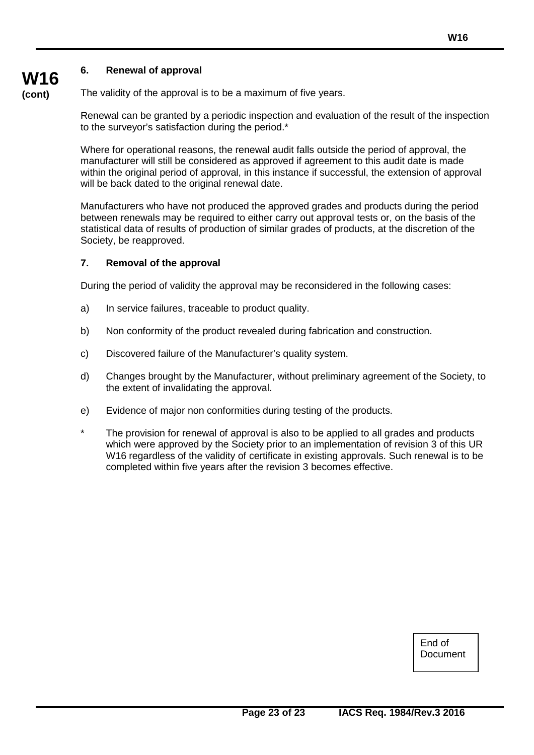### 6. Renewal of approval

The validity of the approval is to be a maximum of five years.

Renewal can be granted by a periodic inspection and evaluation of the result of the inspection to the surveyor's satisfaction during the period.*

Where for operational reasons, the renewal audit falls outside the period of approval, the manufacturer will still be considered as approved if agreement to this audit date is made within the original period of approval, in this instance if successful, the extension of approval will be back dated to the original renewal date.

Manufacturers who have not produced the approved grades and products during the period between renewals may be required to either carry out approval tests or, on the basis of the statistical data of results of production of similar grades of products, at the discretion of the Society, be reapproved.

### 7. Removal of the approval

During the period of validity the approval may be reconsidered in the following cases:

a) In service failures, traceable to product quality.

b) Non conformity of the product revealed during fabrication and construction.

c) Discovered failure of the Manufacturer's quality system.

d) Changes brought by the Manufacturer, without preliminary agreement of the Society, to the extent of invalidating the approval.

e) Evidence of major non conformities during testing of the products.

\* The provision for renewal of approval is also to be applied to all grades and products which were approved by the Society prior to an implementation of revision 3 of this UR W16 regardless of the validity of certificate in existing approvals. Such renewal is to be completed within five years after the revision 3 becomes effective.

End of Document